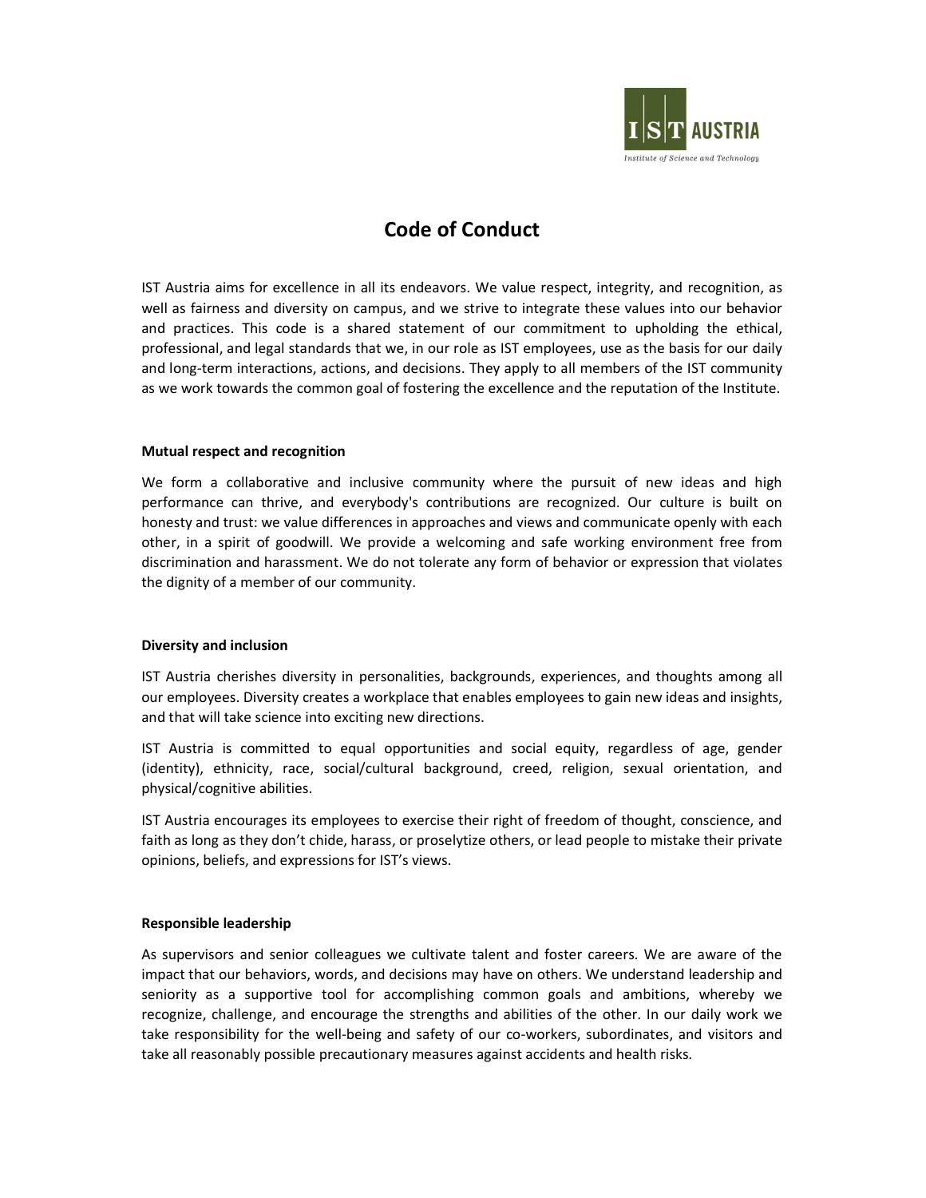# Code of Conduct

IST Austria aims for excellence in all its endeavors. We value respect, integrity, and recognition, as well as fairness and diversity on campus, and we strive to integrate these values into our behavior and practices. This code is a shared statement of our commitment to upholding the ethical, professional, and legal standards that we, in our role as IST employees, use as the basis for our daily and long-term interactions, actions, and decisions. They apply to all members of the IST community as we work towards the common goal of fostering the excellence and the reputation of the Institute.

**Mutual respect and recognition**

We form a collaborative and inclusive community where the pursuit of new ideas and high performance can thrive, and everybody's contributions are recognized. Our culture is built on honesty and trust: we value differences in approaches and views and communicate openly with each other, in a spirit of goodwill. We provide a welcoming and safe working environment free from discrimination and harassment. We do not tolerate any form of behavior or expression that violates the dignity of a member of our community.

**Diversity and inclusion**

IST Austria cherishes diversity in personalities, backgrounds, experiences, and thoughts among all our employees. Diversity creates a workplace that enables employees to gain new ideas and insights, and that will take science into exciting new directions.

IST Austria is committed to equal opportunities and social equity, regardless of age, gender (identity), ethnicity, race, social/cultural background, creed, religion, sexual orientation, and physical/cognitive abilities.

IST Austria encourages its employees to exercise their right of freedom of thought, conscience, and faith as long as they don't chide, harass, or proselytize others, or lead people to mistake their private opinions, beliefs, and expressions for IST's views.

**Responsible leadership**

As supervisors and senior colleagues we cultivate talent and foster careers. We are aware of the impact that our behaviors, words, and decisions may have on others. We understand leadership and seniority as a supportive tool for accomplishing common goals and ambitions, whereby we recognize, challenge, and encourage the strengths and abilities of the other. In our daily work we take responsibility for the well-being and safety of our co-workers, subordinates, and visitors and take all reasonably possible precautionary measures against accidents and health risks.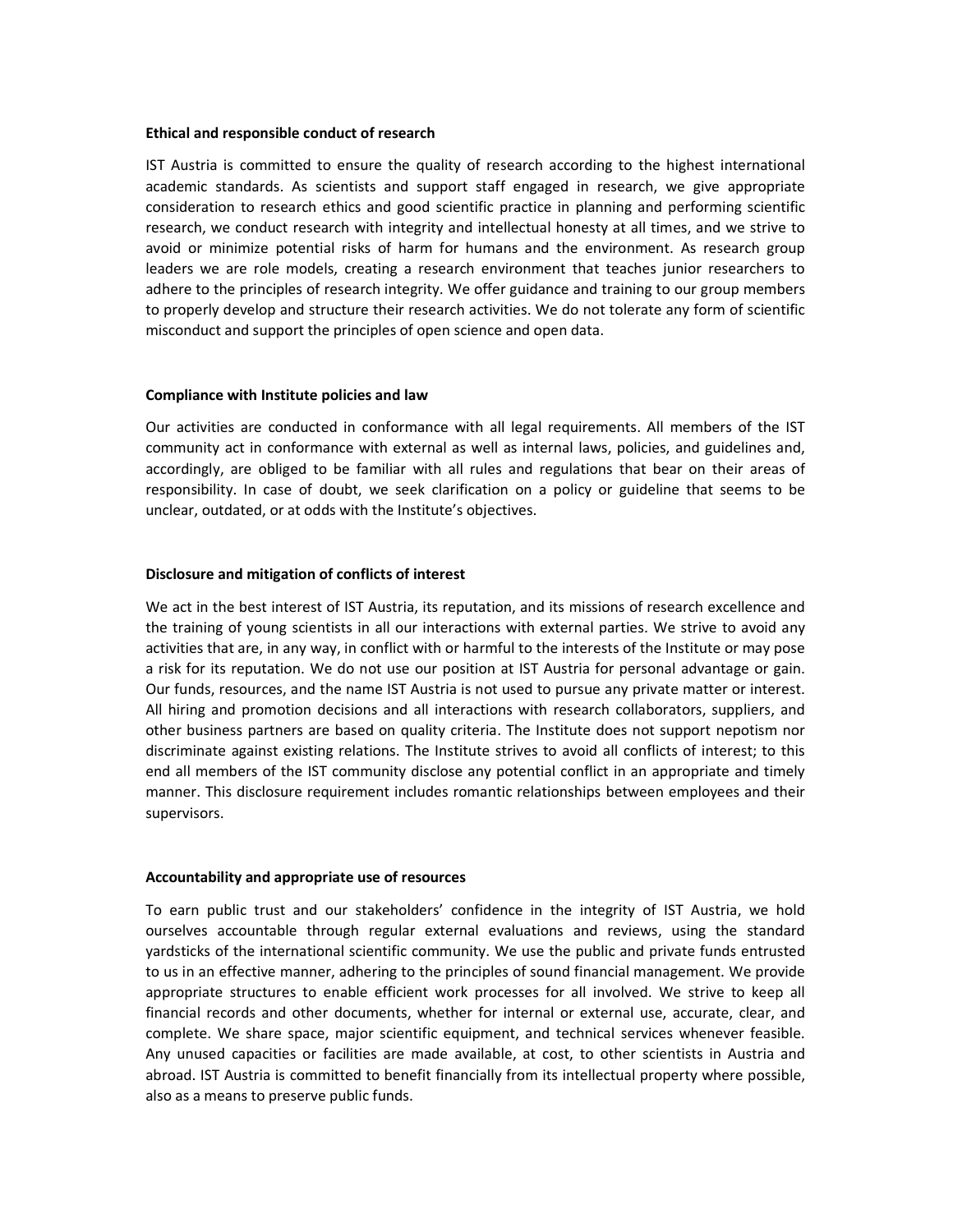**Ethical and responsible conduct of research**

IST Austria is committed to ensure the quality of research according to the highest international academic standards. As scientists and support staff engaged in research, we give appropriate consideration to research ethics and good scientific practice in planning and performing scientific research, we conduct research with integrity and intellectual honesty at all times, and we strive to avoid or minimize potential risks of harm for humans and the environment. As research group leaders we are role models, creating a research environment that teaches junior researchers to adhere to the principles of research integrity. We offer guidance and training to our group members to properly develop and structure their research activities. We do not tolerate any form of scientific misconduct and support the principles of open science and open data.

**Compliance with Institute policies and law**

Our activities are conducted in conformance with all legal requirements. All members of the IST community act in conformance with external as well as internal laws, policies, and guidelines and, accordingly, are obliged to be familiar with all rules and regulations that bear on their areas of responsibility. In case of doubt, we seek clarification on a policy or guideline that seems to be unclear, outdated, or at odds with the Institute's objectives.

**Disclosure and mitigation of conflicts of interest**

We act in the best interest of IST Austria, its reputation, and its missions of research excellence and the training of young scientists in all our interactions with external parties. We strive to avoid any activities that are, in any way, in conflict with or harmful to the interests of the Institute or may pose a risk for its reputation. We do not use our position at IST Austria for personal advantage or gain. Our funds, resources, and the name IST Austria is not used to pursue any private matter or interest. All hiring and promotion decisions and all interactions with research collaborators, suppliers, and other business partners are based on quality criteria. The Institute does not support nepotism nor discriminate against existing relations. The Institute strives to avoid all conflicts of interest; to this end all members of the IST community disclose any potential conflict in an appropriate and timely manner. This disclosure requirement includes romantic relationships between employees and their supervisors.

**Accountability and appropriate use of resources**

To earn public trust and our stakeholders' confidence in the integrity of IST Austria, we hold ourselves accountable through regular external evaluations and reviews, using the standard yardsticks of the international scientific community. We use the public and private funds entrusted to us in an effective manner, adhering to the principles of sound financial management. We provide appropriate structures to enable efficient work processes for all involved. We strive to keep all financial records and other documents, whether for internal or external use, accurate, clear, and complete. We share space, major scientific equipment, and technical services whenever feasible. Any unused capacities or facilities are made available, at cost, to other scientists in Austria and abroad. IST Austria is committed to benefit financially from its intellectual property where possible, also as a means to preserve public funds.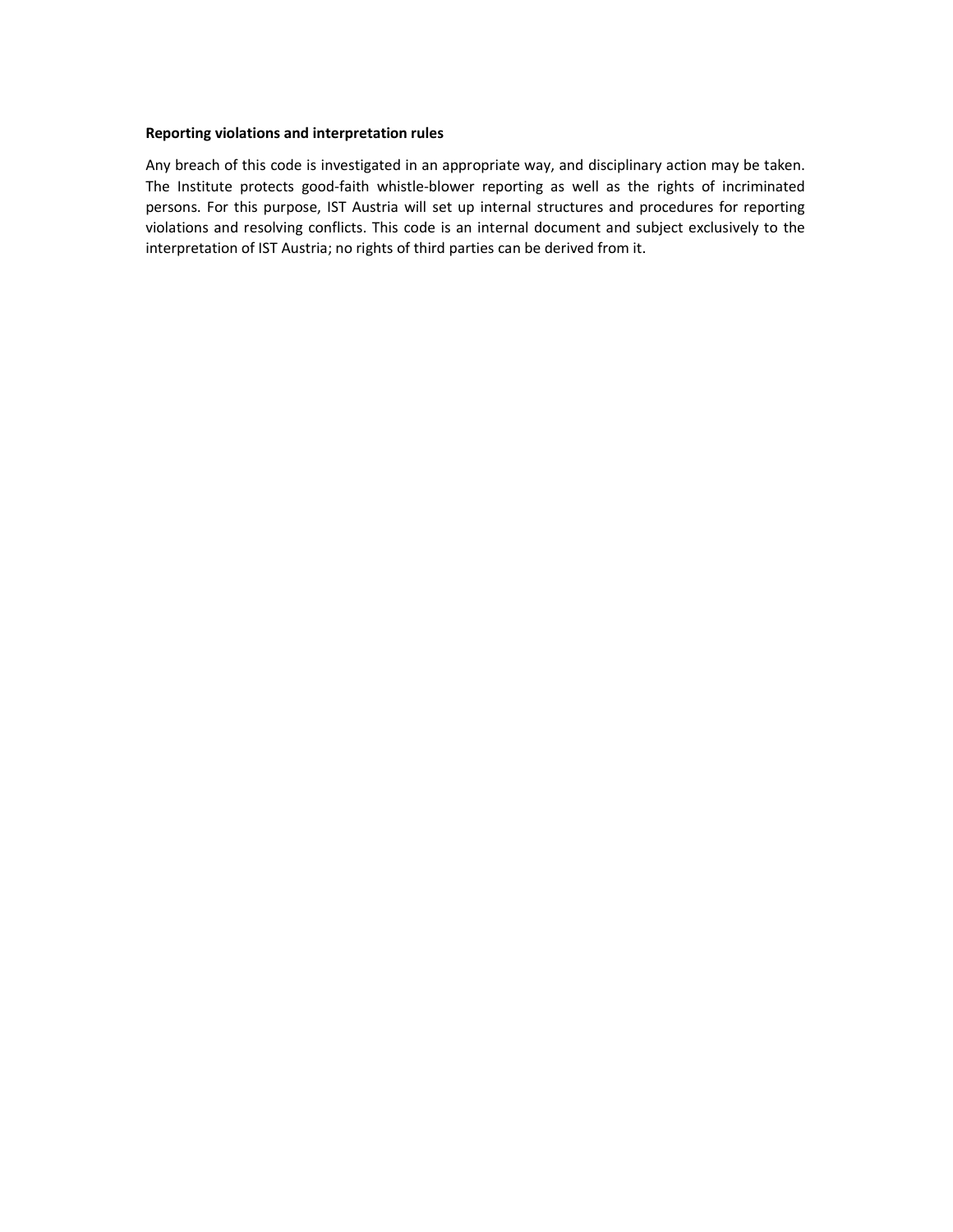**Reporting violations and interpretation rules**

Any breach of this code is investigated in an appropriate way, and disciplinary action may be taken. The Institute protects good-faith whistle-blower reporting as well as the rights of incriminated persons. For this purpose, IST Austria will set up internal structures and procedures for reporting violations and resolving conflicts. This code is an internal document and subject exclusively to the interpretation of IST Austria; no rights of third parties can be derived from it.